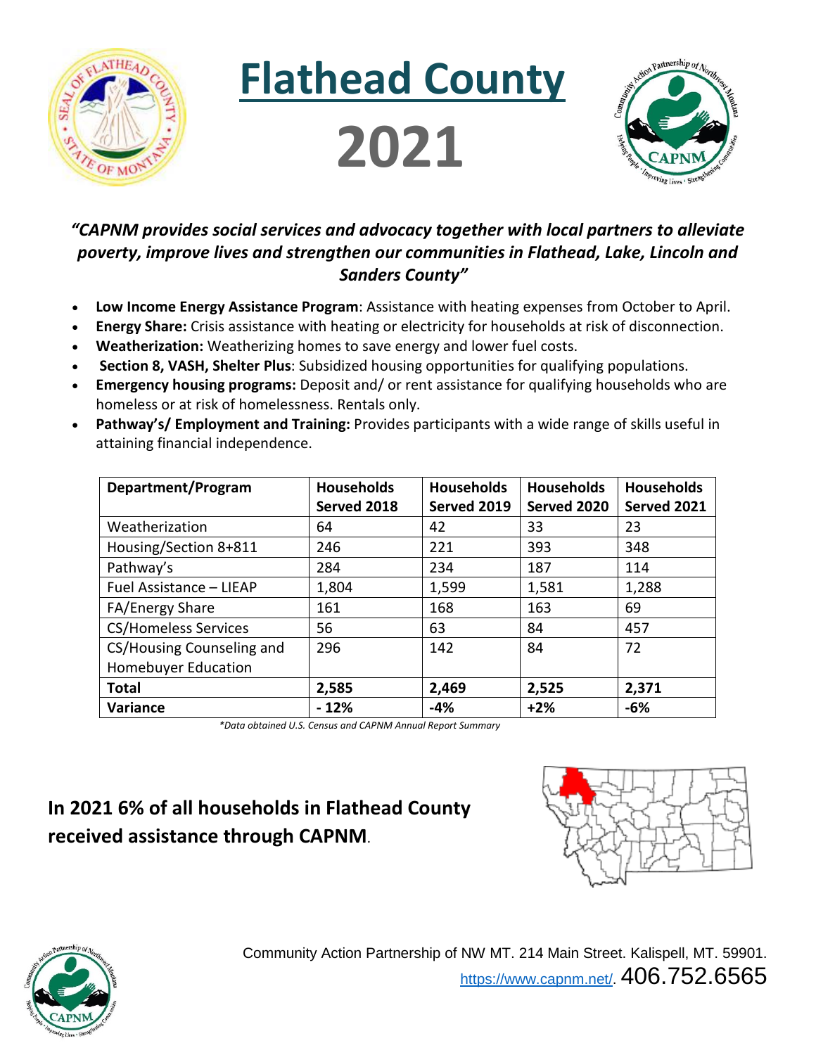# Flathead County

# 2021

***"CAPNM provides social services and advocacy together with local partners to alleviate poverty, improve lives and strengthen our communities in Flathead, Lake, Lincoln and Sanders County"***

- **Low Income Energy Assistance Program**: Assistance with heating expenses from October to April.
- **Energy Share:** Crisis assistance with heating or electricity for households at risk of disconnection.
- **Weatherization:** Weatherizing homes to save energy and lower fuel costs.
- **Section 8, VASH, Shelter Plus**: Subsidized housing opportunities for qualifying populations.
- **Emergency housing programs:** Deposit and/ or rent assistance for qualifying households who are homeless or at risk of homelessness. Rentals only.
- **Pathway's/ Employment and Training:** Provides participants with a wide range of skills useful in attaining financial independence.

| Department/Program | Households Served 2018 | Households Served 2019 | Households Served 2020 | Households Served 2021 |
|---|---|---|---|---|
| Weatherization | 64 | 42 | 33 | 23 |
| Housing/Section 8+811 | 246 | 221 | 393 | 348 |
| Pathway's | 284 | 234 | 187 | 114 |
| Fuel Assistance – LIEAP | 1,804 | 1,599 | 1,581 | 1,288 |
| FA/Energy Share | 161 | 168 | 163 | 69 |
| CS/Homeless Services | 56 | 63 | 84 | 457 |
| CS/Housing Counseling and Homebuyer Education | 296 | 142 | 84 | 72 |
| **Total** | **2,585** | **2,469** | **2,525** | **2,371** |
| **Variance** | **- 12%** | **-4%** | **+2%** | **-6%** |

*\*Data obtained U.S. Census and CAPNM Annual Report Summary*

**In 2021 6% of all households in Flathead County received assistance through CAPNM**.

Community Action Partnership of NW MT. 214 Main Street. Kalispell, MT. 59901.
https://www.capnm.net/. 406.752.6565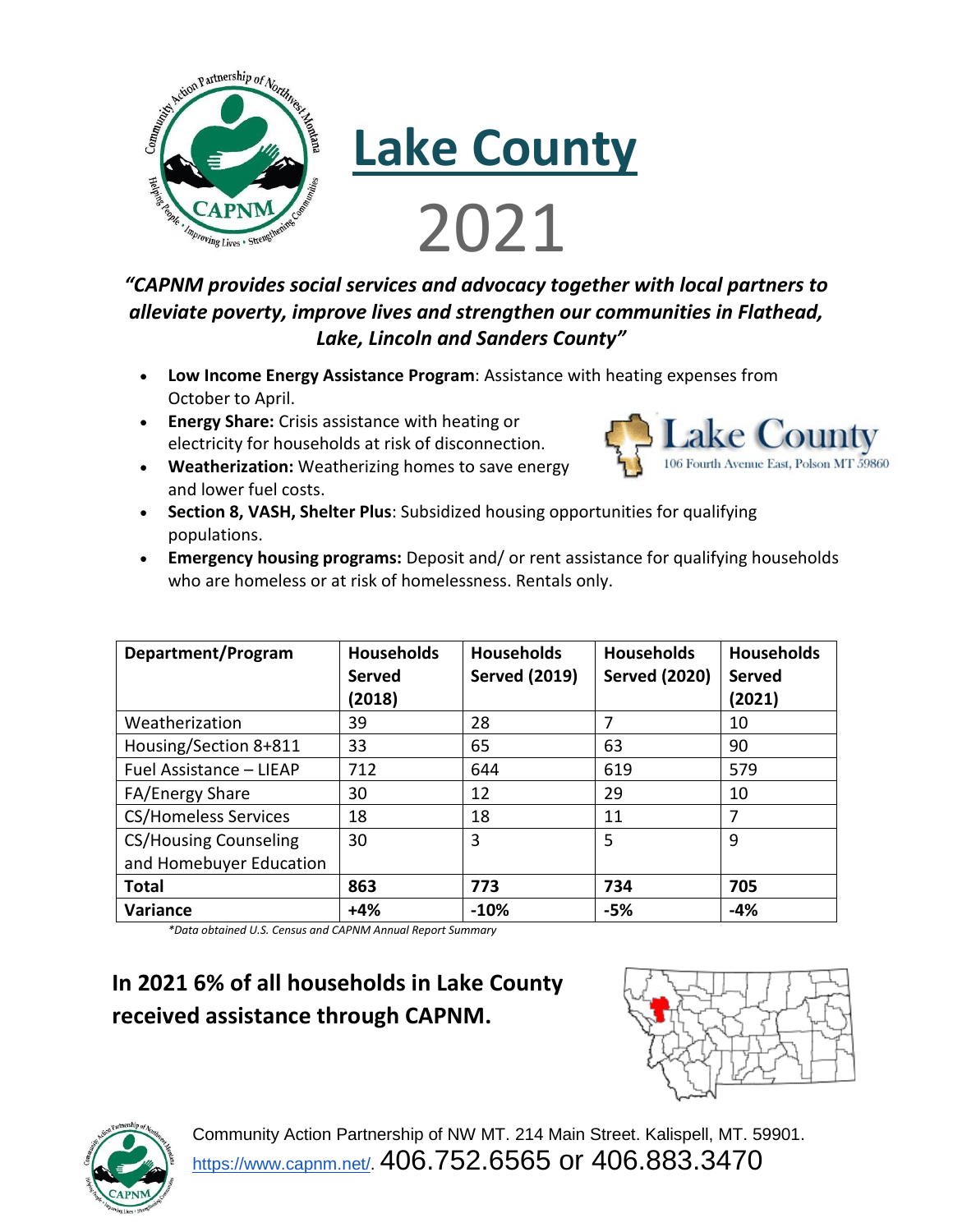# Lake County

# 2021

***"CAPNM provides social services and advocacy together with local partners to alleviate poverty, improve lives and strengthen our communities in Flathead, Lake, Lincoln and Sanders County"***

- **Low Income Energy Assistance Program**: Assistance with heating expenses from October to April.
- **Energy Share:** Crisis assistance with heating or electricity for households at risk of disconnection.
- **Weatherization:** Weatherizing homes to save energy and lower fuel costs.
- **Section 8, VASH, Shelter Plus**: Subsidized housing opportunities for qualifying populations.
- **Emergency housing programs:** Deposit and/ or rent assistance for qualifying households who are homeless or at risk of homelessness. Rentals only.

Lake County
106 Fourth Avenue East, Polson MT 59860

| Department/Program | Households Served (2018) | Households Served (2019) | Households Served (2020) | Households Served (2021) |
|---|---|---|---|---|
| Weatherization | 39 | 28 | 7 | 10 |
| Housing/Section 8+811 | 33 | 65 | 63 | 90 |
| Fuel Assistance – LIEAP | 712 | 644 | 619 | 579 |
| FA/Energy Share | 30 | 12 | 29 | 10 |
| CS/Homeless Services | 18 | 18 | 11 | 7 |
| CS/Housing Counseling and Homebuyer Education | 30 | 3 | 5 | 9 |
| **Total** | **863** | **773** | **734** | **705** |
| **Variance** | **+4%** | **-10%** | **-5%** | **-4%** |

*\*Data obtained U.S. Census and CAPNM Annual Report Summary*

**In 2021 6% of all households in Lake County received assistance through CAPNM.**

Community Action Partnership of NW MT. 214 Main Street. Kalispell, MT. 59901. https://www.capnm.net/. 406.752.6565 or 406.883.3470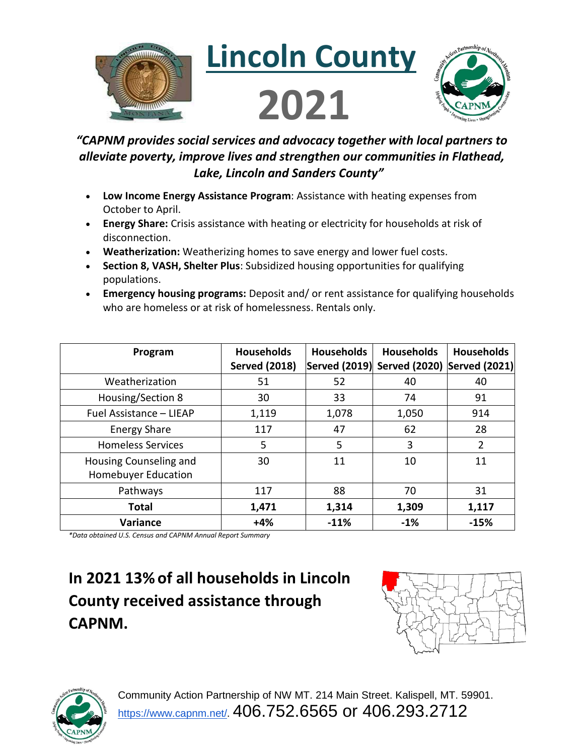# Lincoln County

# 2021

***"CAPNM provides social services and advocacy together with local partners to alleviate poverty, improve lives and strengthen our communities in Flathead, Lake, Lincoln and Sanders County"***

- **Low Income Energy Assistance Program**: Assistance with heating expenses from October to April.
- **Energy Share:** Crisis assistance with heating or electricity for households at risk of disconnection.
- **Weatherization:** Weatherizing homes to save energy and lower fuel costs.
- **Section 8, VASH, Shelter Plus**: Subsidized housing opportunities for qualifying populations.
- **Emergency housing programs:** Deposit and/ or rent assistance for qualifying households who are homeless or at risk of homelessness. Rentals only.

| Program | Households Served (2018) | Households Served (2019) | Households Served (2020) | Households Served (2021) |
|---|---|---|---|---|
| Weatherization | 51 | 52 | 40 | 40 |
| Housing/Section 8 | 30 | 33 | 74 | 91 |
| Fuel Assistance – LIEAP | 1,119 | 1,078 | 1,050 | 914 |
| Energy Share | 117 | 47 | 62 | 28 |
| Homeless Services | 5 | 5 | 3 | 2 |
| Housing Counseling and Homebuyer Education | 30 | 11 | 10 | 11 |
| Pathways | 117 | 88 | 70 | 31 |
| **Total** | **1,471** | **1,314** | **1,309** | **1,117** |
| **Variance** | **+4%** | **-11%** | **-1%** | **-15%** |

*\*Data obtained U.S. Census and CAPNM Annual Report Summary*

## In 2021 13% of all households in Lincoln County received assistance through CAPNM.

Community Action Partnership of NW MT. 214 Main Street. Kalispell, MT. 59901.
https://www.capnm.net/. 406.752.6565 or 406.293.2712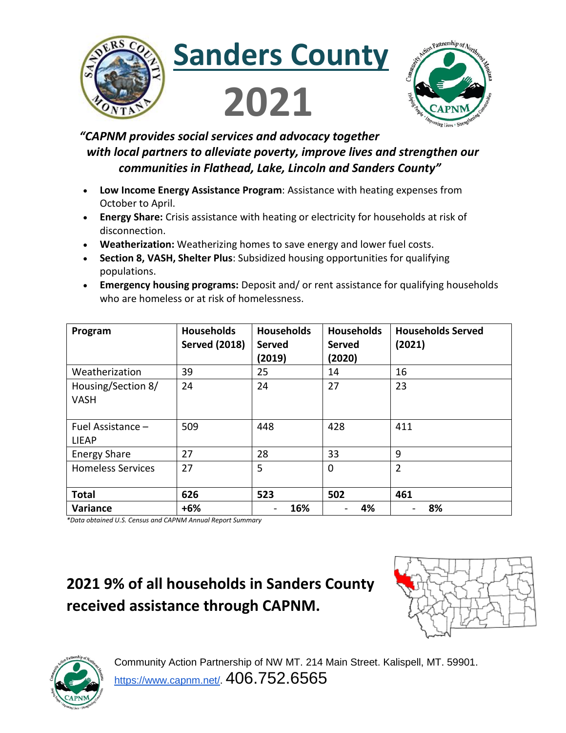# Sanders County

# 2021

***"CAPNM provides social services and advocacy together with local partners to alleviate poverty, improve lives and strengthen our communities in Flathead, Lake, Lincoln and Sanders County"***

- **Low Income Energy Assistance Program**: Assistance with heating expenses from October to April.
- **Energy Share:** Crisis assistance with heating or electricity for households at risk of disconnection.
- **Weatherization:** Weatherizing homes to save energy and lower fuel costs.
- **Section 8, VASH, Shelter Plus**: Subsidized housing opportunities for qualifying populations.
- **Emergency housing programs:** Deposit and/ or rent assistance for qualifying households who are homeless or at risk of homelessness.

| Program | Households Served (2018) | Households Served (2019) | Households Served (2020) | Households Served (2021) |
|---|---|---|---|---|
| Weatherization | 39 | 25 | 14 | 16 |
| Housing/Section 8/ VASH | 24 | 24 | 27 | 23 |
| Fuel Assistance – LIEAP | 509 | 448 | 428 | 411 |
| Energy Share | 27 | 28 | 33 | 9 |
| Homeless Services | 27 | 5 | 0 | 2 |
| **Total** | **626** | **523** | **502** | **461** |
| **Variance** | **+6%** | - **16%** | - **4%** | - **8%** |

*\*Data obtained U.S. Census and CAPNM Annual Report Summary*

## 2021 9% of all households in Sanders County received assistance through CAPNM.

Community Action Partnership of NW MT. 214 Main Street. Kalispell, MT. 59901. https://www.capnm.net/. 406.752.6565